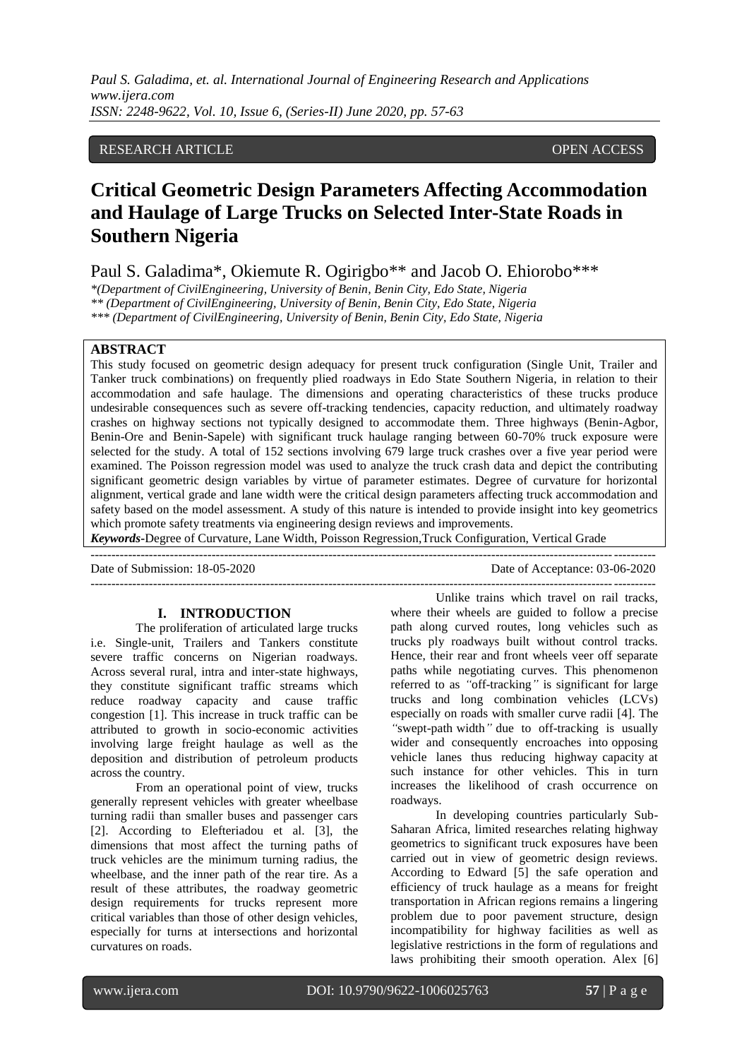RESEARCH ARTICLE OPEN ACCESS

# Critical Geometric Design Parameters Affecting Accommodation and Haulage of Large Trucks on Selected Inter-State Roads in Southern Nigeria

Paul S. Galadima\*, Okiemute R. Ogirigbo\*\* and Jacob O. Ehiorobo\*\*\*

\*(Department of CivilEngineering, University of Benin, Benin City, Edo State, Nigeria
\*\* (Department of CivilEngineering, University of Benin, Benin City, Edo State, Nigeria
\*\*\* (Department of CivilEngineering, University of Benin, Benin City, Edo State, Nigeria

## ABSTRACT

This study focused on geometric design adequacy for present truck configuration (Single Unit, Trailer and Tanker truck combinations) on frequently plied roadways in Edo State Southern Nigeria, in relation to their accommodation and safe haulage. The dimensions and operating characteristics of these trucks produce undesirable consequences such as severe off-tracking tendencies, capacity reduction, and ultimately roadway crashes on highway sections not typically designed to accommodate them. Three highways (Benin-Agbor, Benin-Ore and Benin-Sapele) with significant truck haulage ranging between 60-70% truck exposure were selected for the study. A total of 152 sections involving 679 large truck crashes over a five year period were examined. The Poisson regression model was used to analyze the truck crash data and depict the contributing significant geometric design variables by virtue of parameter estimates. Degree of curvature for horizontal alignment, vertical grade and lane width were the critical design parameters affecting truck accommodation and safety based on the model assessment. A study of this nature is intended to provide insight into key geometrics which promote safety treatments via engineering design reviews and improvements.

***Keywords*****-**Degree of Curvature, Lane Width, Poisson Regression,Truck Configuration, Vertical Grade

---

Date of Submission: 18-05-2020 Date of Acceptance: 03-06-2020

---

## I. INTRODUCTION

The proliferation of articulated large trucks i.e. Single-unit, Trailers and Tankers constitute severe traffic concerns on Nigerian roadways. Across several rural, intra and inter-state highways, they constitute significant traffic streams which reduce roadway capacity and cause traffic congestion [1]. This increase in truck traffic can be attributed to growth in socio-economic activities involving large freight haulage as well as the deposition and distribution of petroleum products across the country.

From an operational point of view, trucks generally represent vehicles with greater wheelbase turning radii than smaller buses and passenger cars [2]. According to Elefteriadou et al. [3], the dimensions that most affect the turning paths of truck vehicles are the minimum turning radius, the wheelbase, and the inner path of the rear tire. As a result of these attributes, the roadway geometric design requirements for trucks represent more critical variables than those of other design vehicles, especially for turns at intersections and horizontal curvatures on roads.

Unlike trains which travel on rail tracks, where their wheels are guided to follow a precise path along curved routes, long vehicles such as trucks ply roadways built without control tracks. Hence, their rear and front wheels veer off separate paths while negotiating curves. This phenomenon referred to as *"*off-tracking*"* is significant for large trucks and long combination vehicles (LCVs) especially on roads with smaller curve radii [4]. The *"*swept-path width*"* due to off-tracking is usually wider and consequently encroaches into opposing vehicle lanes thus reducing highway capacity at such instance for other vehicles. This in turn increases the likelihood of crash occurrence on roadways.

In developing countries particularly Sub-Saharan Africa, limited researches relating highway geometrics to significant truck exposures have been carried out in view of geometric design reviews. According to Edward [5] the safe operation and efficiency of truck haulage as a means for freight transportation in African regions remains a lingering problem due to poor pavement structure, design incompatibility for highway facilities as well as legislative restrictions in the form of regulations and laws prohibiting their smooth operation. Alex [6]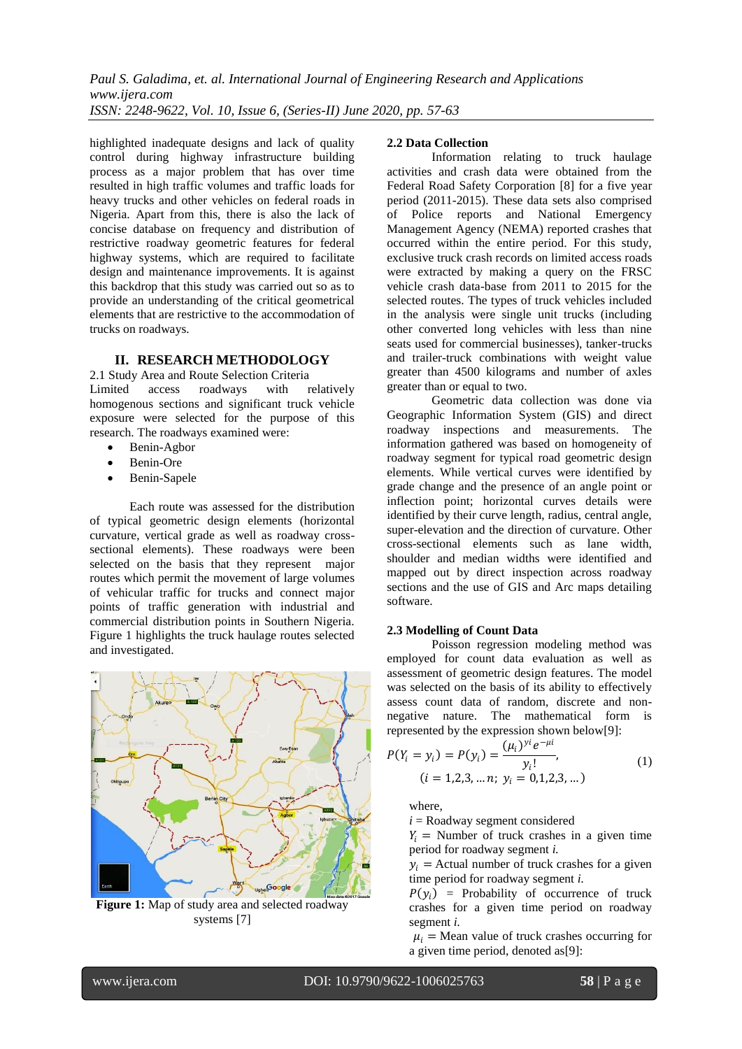highlighted inadequate designs and lack of quality control during highway infrastructure building process as a major problem that has over time resulted in high traffic volumes and traffic loads for heavy trucks and other vehicles on federal roads in Nigeria. Apart from this, there is also the lack of concise database on frequency and distribution of restrictive roadway geometric features for federal highway systems, which are required to facilitate design and maintenance improvements. It is against this backdrop that this study was carried out so as to provide an understanding of the critical geometrical elements that are restrictive to the accommodation of trucks on roadways.

## II. RESEARCH METHODOLOGY

2.1 Study Area and Route Selection Criteria

Limited access roadways with relatively homogenous sections and significant truck vehicle exposure were selected for the purpose of this research. The roadways examined were:

- Benin-Agbor
- Benin-Ore
- Benin-Sapele

Each route was assessed for the distribution of typical geometric design elements (horizontal curvature, vertical grade as well as roadway cross-sectional elements). These roadways were been selected on the basis that they represent major routes which permit the movement of large volumes of vehicular traffic for trucks and connect major points of traffic generation with industrial and commercial distribution points in Southern Nigeria. Figure 1 highlights the truck haulage routes selected and investigated.

**Figure 1:** Map of study area and selected roadway systems [7]

### 2.2 Data Collection

Information relating to truck haulage activities and crash data were obtained from the Federal Road Safety Corporation [8] for a five year period (2011-2015). These data sets also comprised of Police reports and National Emergency Management Agency (NEMA) reported crashes that occurred within the entire period. For this study, exclusive truck crash records on limited access roads were extracted by making a query on the FRSC vehicle crash data-base from 2011 to 2015 for the selected routes. The types of truck vehicles included in the analysis were single unit trucks (including other converted long vehicles with less than nine seats used for commercial businesses), tanker-trucks and trailer-truck combinations with weight value greater than 4500 kilograms and number of axles greater than or equal to two.

Geometric data collection was done via Geographic Information System (GIS) and direct roadway inspections and measurements. The information gathered was based on homogeneity of roadway segment for typical road geometric design elements. While vertical curves were identified by grade change and the presence of an angle point or inflection point; horizontal curves details were identified by their curve length, radius, central angle, super-elevation and the direction of curvature. Other cross-sectional elements such as lane width, shoulder and median widths were identified and mapped out by direct inspection across roadway sections and the use of GIS and Arc maps detailing software.

### 2.3 Modelling of Count Data

Poisson regression modeling method was employed for count data evaluation as well as assessment of geometric design features. The model was selected on the basis of its ability to effectively assess count data of random, discrete and non-negative nature. The mathematical form is represented by the expression shown below[9]:

$$P(Y_i = y_i) = P(y_i) = \frac{(\mu_i)^{y_i} e^{-\mu_i}}{y_i!}, \qquad (i = 1,2,3, \ldots n;\ y_i = 0,1,2,3, \ldots) \tag{1}$$

where,

$i$ = Roadway segment considered

$Y_i$ = Number of truck crashes in a given time period for roadway segment $i$.

$y_i$ = Actual number of truck crashes for a given time period for roadway segment $i$.

$P(y_i)$ = Probability of occurrence of truck crashes for a given time period on roadway segment $i$.

$\mu_i$ = Mean value of truck crashes occurring for a given time period, denoted as[9]: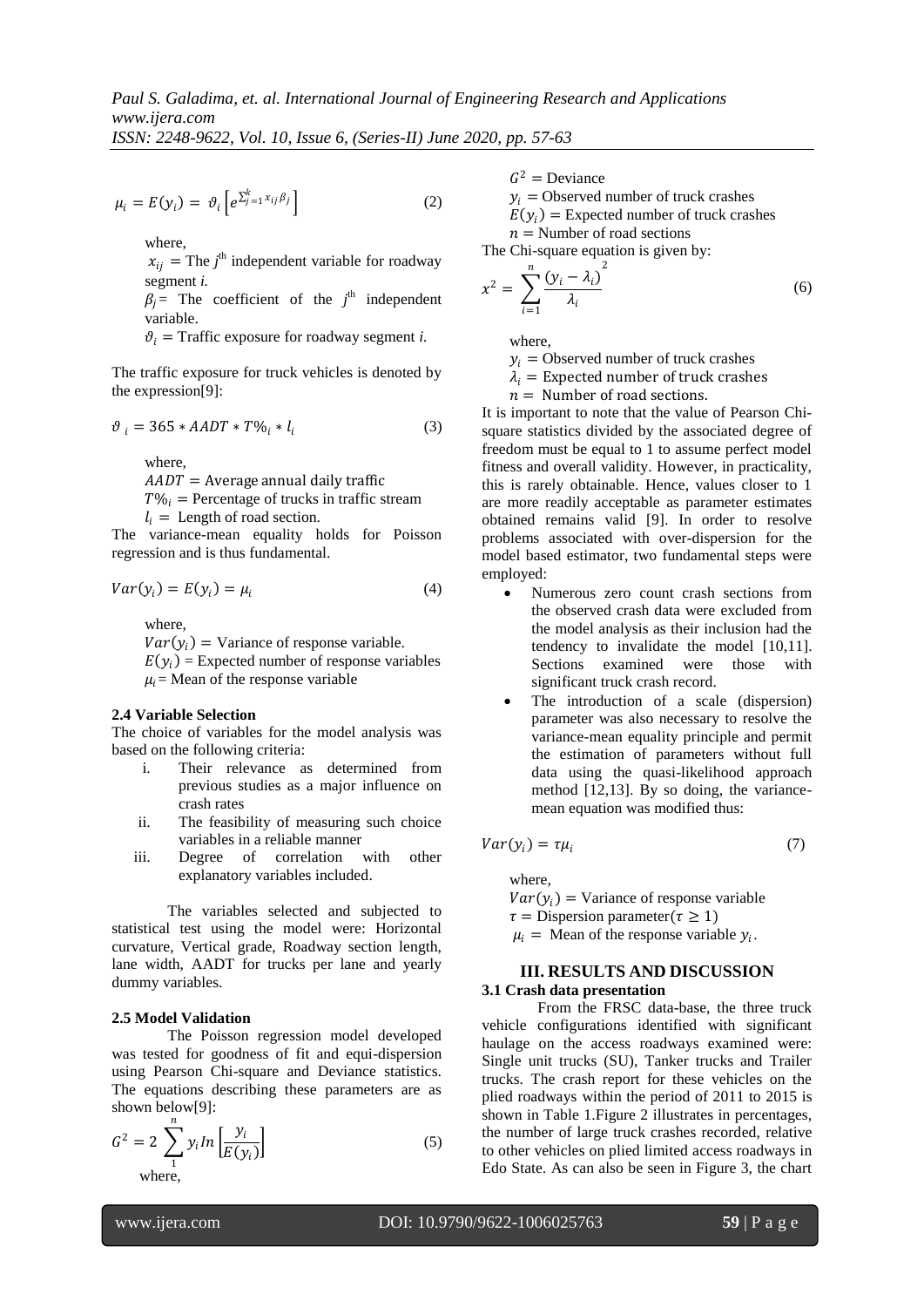$$\mu_i = E(y_i) = \vartheta_i \left[ e^{\sum_{j=1}^{k} x_{ij} \beta_j} \right] \tag{2}$$

where,

$x_{ij}$ = The $j^{th}$ independent variable for roadway segment *i.*

$\beta_j$ = The coefficient of the $j^{th}$ independent variable.

$\vartheta_i$ = Traffic exposure for roadway segment *i.*

The traffic exposure for truck vehicles is denoted by the expression[9]:

$$\vartheta_i = 365 * AADT * T\%_i * l_i \tag{3}$$

where,

$AADT$ = Average annual daily traffic

$T\%_i$ = Percentage of trucks in traffic stream

$l_i$ = Length of road section.

The variance-mean equality holds for Poisson regression and is thus fundamental.

$$Var(y_i) = E(y_i) = \mu_i \tag{4}$$

where,

$Var(y_i)$ = Variance of response variable.

$E(y_i)$ = Expected number of response variables

$\mu_i$ = Mean of the response variable

**2.4 Variable Selection**

The choice of variables for the model analysis was based on the following criteria:

i. Their relevance as determined from previous studies as a major influence on crash rates
ii. The feasibility of measuring such choice variables in a reliable manner
iii. Degree of correlation with other explanatory variables included.

The variables selected and subjected to statistical test using the model were: Horizontal curvature, Vertical grade, Roadway section length, lane width, AADT for trucks per lane and yearly dummy variables.

**2.5 Model Validation**

The Poisson regression model developed was tested for goodness of fit and equi-dispersion using Pearson Chi-square and Deviance statistics. The equations describing these parameters are as shown below[9]:

$$G^2 = 2 \sum_{1}^{n} y_i In \left[ \frac{y_i}{E(y_i)} \right] \tag{5}$$

where,

$G^2$ = Deviance

$y_i$ = Observed number of truck crashes

$E(y_i)$ = Expected number of truck crashes

$n$ = Number of road sections

The Chi-square equation is given by:

$$x^2 = \sum_{i=1}^{n} \frac{(y_i - \lambda_i)^2}{\lambda_i} \tag{6}$$

where,

$y_i$ = Observed number of truck crashes

$\lambda_i$ = Expected number of truck crashes

$n$ = Number of road sections.

It is important to note that the value of Pearson Chi-square statistics divided by the associated degree of freedom must be equal to 1 to assume perfect model fitness and overall validity. However, in practicality, this is rarely obtainable. Hence, values closer to 1 are more readily acceptable as parameter estimates obtained remains valid [9]. In order to resolve problems associated with over-dispersion for the model based estimator, two fundamental steps were employed:

- Numerous zero count crash sections from the observed crash data were excluded from the model analysis as their inclusion had the tendency to invalidate the model [10,11]. Sections examined were those with significant truck crash record.
- The introduction of a scale (dispersion) parameter was also necessary to resolve the variance-mean equality principle and permit the estimation of parameters without full data using the quasi-likelihood approach method [12,13]. By so doing, the variance-mean equation was modified thus:

$$Var(y_i) = \tau\mu_i \tag{7}$$

where,

$Var(y_i)$ = Variance of response variable

$\tau$ = Dispersion parameter($\tau \geq 1$)

$\mu_i$ = Mean of the response variable $y_i$.

## III. RESULTS AND DISCUSSION

**3.1 Crash data presentation**

From the FRSC data-base, the three truck vehicle configurations identified with significant haulage on the access roadways examined were: Single unit trucks (SU), Tanker trucks and Trailer trucks. The crash report for these vehicles on the plied roadways within the period of 2011 to 2015 is shown in Table 1.Figure 2 illustrates in percentages, the number of large truck crashes recorded, relative to other vehicles on plied limited access roadways in Edo State. As can also be seen in Figure 3, the chart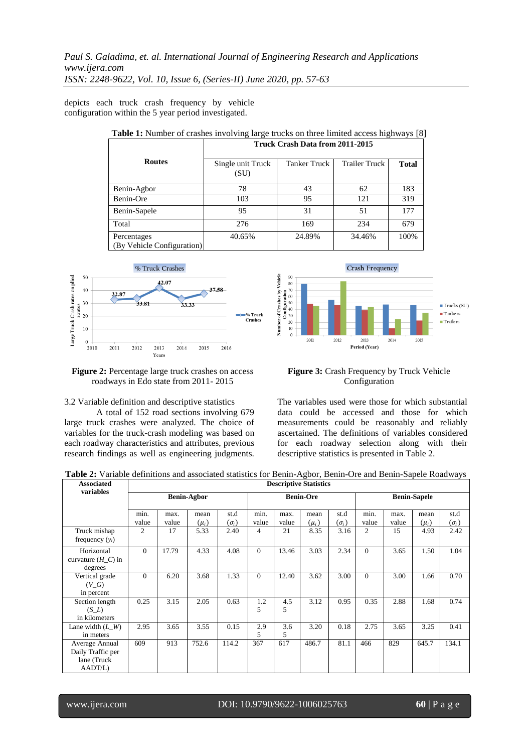depicts each truck crash frequency by vehicle configuration within the 5 year period investigated.

**Table 1:** Number of crashes involving large trucks on three limited access highways [8]

| Routes | Truck Crash Data from 2011-2015 | | | |
|---|---|---|---|---|
| | Single unit Truck (SU) | Tanker Truck | Trailer Truck | **Total** |
| Benin-Agbor | 78 | 43 | 62 | 183 |
| Benin-Ore | 103 | 95 | 121 | 319 |
| Benin-Sapele | 95 | 31 | 51 | 177 |
| Total | 276 | 169 | 234 | 679 |
| Percentages (By Vehicle Configuration) | 40.65% | 24.89% | 34.46% | 100% |

**Figure 2:** Percentage large truck crashes on access roadways in Edo state from 2011- 2015

**Figure 3:** Crash Frequency by Truck Vehicle Configuration

3.2 Variable definition and descriptive statistics

A total of 152 road sections involving 679 large truck crashes were analyzed. The choice of variables for the truck-crash modeling was based on each roadway characteristics and attributes, previous research findings as well as engineering judgments. The variables used were those for which substantial data could be accessed and those for which measurements could be reasonably and reliably ascertained. The definitions of variables considered for each roadway selection along with their descriptive statistics is presented in Table 2.

**Table 2:** Variable definitions and associated statistics for Benin-Agbor, Benin-Ore and Benin-Sapele Roadways

| Associated variables | Descriptive Statistics | | | | | | | | | | | |
|---|---|---|---|---|---|---|---|---|---|---|---|---|
| | Benin-Agbor | | | | Benin-Ore | | | | Benin-Sapele | | | |
| | min. value | max. value | mean ($\mu_i$) | st.d ($\sigma_i$) | min. value | max. value | mean ($\mu_i$) | st.d ($\sigma_i$) | min. value | max. value | mean ($\mu_i$) | st.d ($\sigma_i$) |
| Truck mishap frequency ($y_i$) | 2 | 17 | 5.33 | 2.40 | 4 | 21 | 8.35 | 3.16 | 2 | 15 | 4.93 | 2.42 |
| Horizontal curvature ($H\_C$) in degrees | 0 | 17.79 | 4.33 | 4.08 | 0 | 13.46 | 3.03 | 2.34 | 0 | 3.65 | 1.50 | 1.04 |
| Vertical grade ($V\_G$) in percent | 0 | 6.20 | 3.68 | 1.33 | 0 | 12.40 | 3.62 | 3.00 | 0 | 3.00 | 1.66 | 0.70 |
| Section length ($S\_L$) in kilometers | 0.25 | 3.15 | 2.05 | 0.63 | 1.25 | 4.55 | 3.12 | 0.95 | 0.35 | 2.88 | 1.68 | 0.74 |
| Lane width ($L\_W$) in meters | 2.95 | 3.65 | 3.55 | 0.15 | 2.95 | 3.65 | 3.20 | 0.18 | 2.75 | 3.65 | 3.25 | 0.41 |
| Average Annual Daily Traffic per lane (Truck AADT/L) | 609 | 913 | 752.6 | 114.2 | 367 | 617 | 486.7 | 81.1 | 466 | 829 | 645.7 | 134.1 |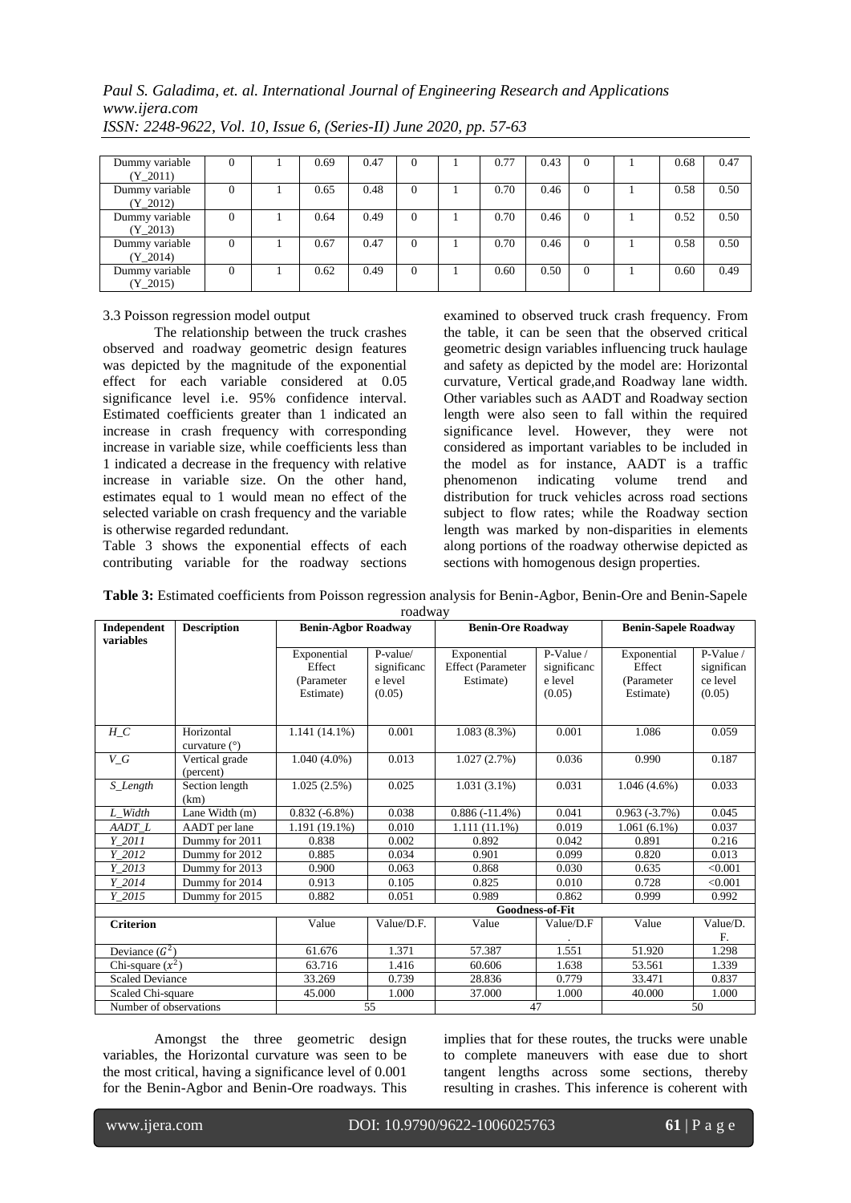| Dummy variable (Y_2011) | 0 | 1 | 0.69 | 0.47 | 0 | 1 | 0.77 | 0.43 | 0 | 1 | 0.68 | 0.47 |
|---|---|---|---|---|---|---|---|---|---|---|---|---|
| Dummy variable (Y_2012) | 0 | 1 | 0.65 | 0.48 | 0 | 1 | 0.70 | 0.46 | 0 | 1 | 0.58 | 0.50 |
| Dummy variable (Y_2013) | 0 | 1 | 0.64 | 0.49 | 0 | 1 | 0.70 | 0.46 | 0 | 1 | 0.52 | 0.50 |
| Dummy variable (Y_2014) | 0 | 1 | 0.67 | 0.47 | 0 | 1 | 0.70 | 0.46 | 0 | 1 | 0.58 | 0.50 |
| Dummy variable (Y_2015) | 0 | 1 | 0.62 | 0.49 | 0 | 1 | 0.60 | 0.50 | 0 | 1 | 0.60 | 0.49 |

3.3 Poisson regression model output

The relationship between the truck crashes observed and roadway geometric design features was depicted by the magnitude of the exponential effect for each variable considered at 0.05 significance level i.e. 95% confidence interval. Estimated coefficients greater than 1 indicated an increase in crash frequency with corresponding increase in variable size, while coefficients less than 1 indicated a decrease in the frequency with relative increase in variable size. On the other hand, estimates equal to 1 would mean no effect of the selected variable on crash frequency and the variable is otherwise regarded redundant.

Table 3 shows the exponential effects of each contributing variable for the roadway sections examined to observed truck crash frequency. From the table, it can be seen that the observed critical geometric design variables influencing truck haulage and safety as depicted by the model are: Horizontal curvature, Vertical grade,and Roadway lane width. Other variables such as AADT and Roadway section length were also seen to fall within the required significance level. However, they were not considered as important variables to be included in the model as for instance, AADT is a traffic phenomenon indicating volume trend and distribution for truck vehicles across road sections subject to flow rates; while the Roadway section length was marked by non-disparities in elements along portions of the roadway otherwise depicted as sections with homogenous design properties.

**Table 3:** Estimated coefficients from Poisson regression analysis for Benin-Agbor, Benin-Ore and Benin-Sapele roadway

| Independent variables | Description | Benin-Agbor Roadway | | Benin-Ore Roadway | | Benin-Sapele Roadway | |
|---|---|---|---|---|---|---|---|
| | | Exponential Effect (Parameter Estimate) | P-value/ significance level (0.05) | Exponential Effect (Parameter Estimate) | P-Value / significance level (0.05) | Exponential Effect (Parameter Estimate) | P-Value / significance level (0.05) |
| *H_C* | Horizontal curvature (°) | 1.141 (14.1%) | 0.001 | 1.083 (8.3%) | 0.001 | 1.086 | 0.059 |
| *V_G* | Vertical grade (percent) | 1.040 (4.0%) | 0.013 | 1.027 (2.7%) | 0.036 | 0.990 | 0.187 |
| *S_Length* | Section length (km) | 1.025 (2.5%) | 0.025 | 1.031 (3.1%) | 0.031 | 1.046 (4.6%) | 0.033 |
| *L_Width* | Lane Width (m) | 0.832 (-6.8%) | 0.038 | 0.886 (-11.4%) | 0.041 | 0.963 (-3.7%) | 0.045 |
| *AADT_L* | AADT per lane | 1.191 (19.1%) | 0.010 | 1.111 (11.1%) | 0.019 | 1.061 (6.1%) | 0.037 |
| *Y_2011* | Dummy for 2011 | 0.838 | 0.002 | 0.892 | 0.042 | 0.891 | 0.216 |
| *Y_2012* | Dummy for 2012 | 0.885 | 0.034 | 0.901 | 0.099 | 0.820 | 0.013 |
| *Y_2013* | Dummy for 2013 | 0.900 | 0.063 | 0.868 | 0.030 | 0.635 | <0.001 |
| *Y_2014* | Dummy for 2014 | 0.913 | 0.105 | 0.825 | 0.010 | 0.728 | <0.001 |
| *Y_2015* | Dummy for 2015 | 0.882 | 0.051 | 0.989 | 0.862 | 0.999 | 0.992 |
| **Goodness-of-Fit** | | | | | | | |
| **Criterion** | | Value | Value/D.F. | Value | Value/D.F. | Value | Value/D.F. |
| Deviance ($G^2$) | | 61.676 | 1.371 | 57.387 | 1.551 | 51.920 | 1.298 |
| Chi-square ($x^2$) | | 63.716 | 1.416 | 60.606 | 1.638 | 53.561 | 1.339 |
| Scaled Deviance | | 33.269 | 0.739 | 28.836 | 0.779 | 33.471 | 0.837 |
| Scaled Chi-square | | 45.000 | 1.000 | 37.000 | 1.000 | 40.000 | 1.000 |
| Number of observations | | 55 | | 47 | | 50 | |

Amongst the three geometric design variables, the Horizontal curvature was seen to be the most critical, having a significance level of 0.001 for the Benin-Agbor and Benin-Ore roadways. This implies that for these routes, the trucks were unable to complete maneuvers with ease due to short tangent lengths across some sections, thereby resulting in crashes. This inference is coherent with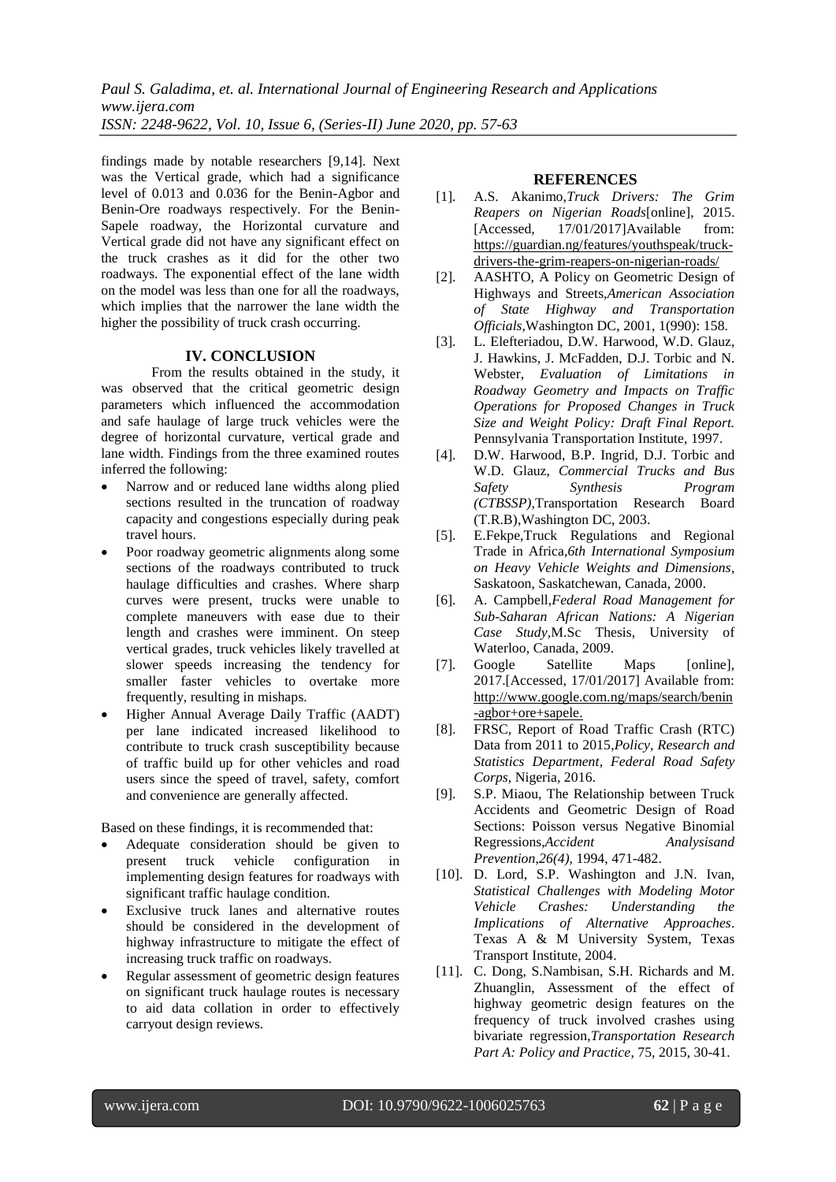findings made by notable researchers [9,14]. Next was the Vertical grade, which had a significance level of 0.013 and 0.036 for the Benin-Agbor and Benin-Ore roadways respectively. For the Benin-Sapele roadway, the Horizontal curvature and Vertical grade did not have any significant effect on the truck crashes as it did for the other two roadways. The exponential effect of the lane width on the model was less than one for all the roadways, which implies that the narrower the lane width the higher the possibility of truck crash occurring.

## IV. CONCLUSION

From the results obtained in the study, it was observed that the critical geometric design parameters which influenced the accommodation and safe haulage of large truck vehicles were the degree of horizontal curvature, vertical grade and lane width. Findings from the three examined routes inferred the following:

- Narrow and or reduced lane widths along plied sections resulted in the truncation of roadway capacity and congestions especially during peak travel hours.
- Poor roadway geometric alignments along some sections of the roadways contributed to truck haulage difficulties and crashes. Where sharp curves were present, trucks were unable to complete maneuvers with ease due to their length and crashes were imminent. On steep vertical grades, truck vehicles likely travelled at slower speeds increasing the tendency for smaller faster vehicles to overtake more frequently, resulting in mishaps.
- Higher Annual Average Daily Traffic (AADT) per lane indicated increased likelihood to contribute to truck crash susceptibility because of traffic build up for other vehicles and road users since the speed of travel, safety, comfort and convenience are generally affected.

Based on these findings, it is recommended that:

- Adequate consideration should be given to present truck vehicle configuration in implementing design features for roadways with significant traffic haulage condition.
- Exclusive truck lanes and alternative routes should be considered in the development of highway infrastructure to mitigate the effect of increasing truck traffic on roadways.
- Regular assessment of geometric design features on significant truck haulage routes is necessary to aid data collation in order to effectively carryout design reviews.

## REFERENCES

[1]. A.S. Akanimo,*Truck Drivers: The Grim Reapers on Nigerian Roads*[online], 2015. [Accessed, 17/01/2017]Available from: https://guardian.ng/features/youthspeak/truck-drivers-the-grim-reapers-on-nigerian-roads/

[2]. AASHTO, A Policy on Geometric Design of Highways and Streets,*American Association of State Highway and Transportation Officials*,Washington DC, 2001, 1(990): 158.

[3]. L. Elefteriadou, D.W. Harwood, W.D. Glauz, J. Hawkins, J. McFadden, D.J. Torbic and N. Webster, *Evaluation of Limitations in Roadway Geometry and Impacts on Traffic Operations for Proposed Changes in Truck Size and Weight Policy: Draft Final Report.* Pennsylvania Transportation Institute, 1997.

[4]. D.W. Harwood, B.P. Ingrid, D.J. Torbic and W.D. Glauz, *Commercial Trucks and Bus Safety Synthesis Program (CTBSSP)*,Transportation Research Board (T.R.B),Washington DC, 2003.

[5]. E.Fekpe,Truck Regulations and Regional Trade in Africa,*6th International Symposium on Heavy Vehicle Weights and Dimensions*, Saskatoon, Saskatchewan, Canada, 2000.

[6]. A. Campbell,*Federal Road Management for Sub-Saharan African Nations: A Nigerian Case Study*,M.Sc Thesis, University of Waterloo, Canada, 2009.

[7]. Google Satellite Maps [online], 2017.[Accessed, 17/01/2017] Available from: http://www.google.com.ng/maps/search/benin-agbor+ore+sapele.

[8]. FRSC, Report of Road Traffic Crash (RTC) Data from 2011 to 2015,*Policy, Research and Statistics Department, Federal Road Safety Corps*, Nigeria, 2016.

[9]. S.P. Miaou, The Relationship between Truck Accidents and Geometric Design of Road Sections: Poisson versus Negative Binomial Regressions,*Accident Analysisand Prevention,26(4)*, 1994, 471-482.

[10]. D. Lord, S.P. Washington and J.N. Ivan, *Statistical Challenges with Modeling Motor Vehicle Crashes: Understanding the Implications of Alternative Approaches*. Texas A & M University System, Texas Transport Institute, 2004.

[11]. C. Dong, S.Nambisan, S.H. Richards and M. Zhuanglin, Assessment of the effect of highway geometric design features on the frequency of truck involved crashes using bivariate regression,*Transportation Research Part A: Policy and Practice*, 75, 2015, 30-41.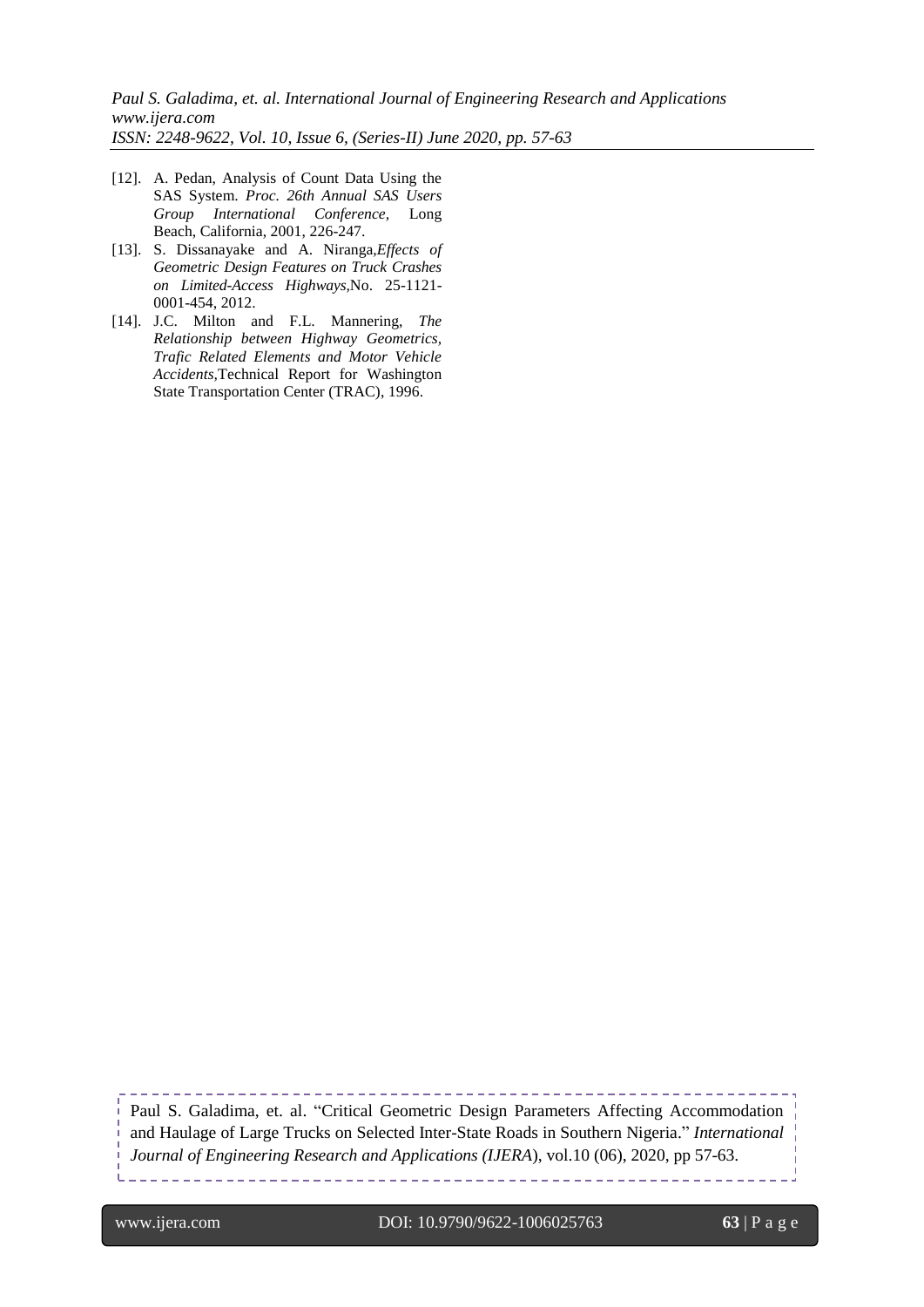[12]. A. Pedan, Analysis of Count Data Using the SAS System. *Proc. 26th Annual SAS Users Group International Conference*, Long Beach, California, 2001, 226-247.

[13]. S. Dissanayake and A. Niranga,*Effects of Geometric Design Features on Truck Crashes on Limited-Access Highways*,No. 25-1121-0001-454, 2012.

[14]. J.C. Milton and F.L. Mannering, *The Relationship between Highway Geometrics, Trafic Related Elements and Motor Vehicle Accidents*,Technical Report for Washington State Transportation Center (TRAC), 1996.

Paul S. Galadima, et. al. “Critical Geometric Design Parameters Affecting Accommodation and Haulage of Large Trucks on Selected Inter-State Roads in Southern Nigeria.” *International Journal of Engineering Research and Applications (IJERA*), vol.10 (06), 2020, pp 57-63.